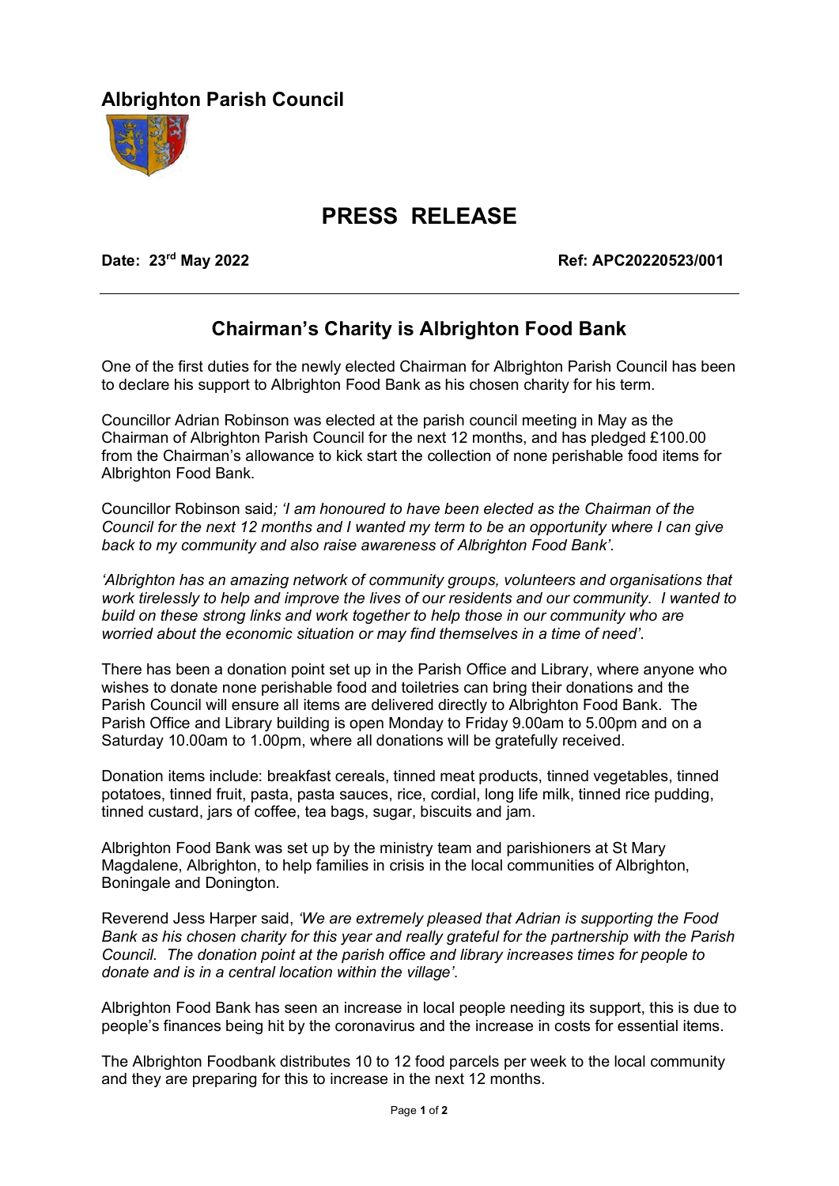**Albrighton Parish Council**

# PRESS RELEASE

**Date: 23rd May 2022** **Ref: APC20220523/001**

---

## Chairman's Charity is Albrighton Food Bank

One of the first duties for the newly elected Chairman for Albrighton Parish Council has been to declare his support to Albrighton Food Bank as his chosen charity for his term.

Councillor Adrian Robinson was elected at the parish council meeting in May as the Chairman of Albrighton Parish Council for the next 12 months, and has pledged £100.00 from the Chairman's allowance to kick start the collection of none perishable food items for Albrighton Food Bank.

Councillor Robinson said*; 'I am honoured to have been elected as the Chairman of the Council for the next 12 months and I wanted my term to be an opportunity where I can give back to my community and also raise awareness of Albrighton Food Bank'*.

*'Albrighton has an amazing network of community groups, volunteers and organisations that work tirelessly to help and improve the lives of our residents and our community. I wanted to build on these strong links and work together to help those in our community who are worried about the economic situation or may find themselves in a time of need'*.

There has been a donation point set up in the Parish Office and Library, where anyone who wishes to donate none perishable food and toiletries can bring their donations and the Parish Council will ensure all items are delivered directly to Albrighton Food Bank. The Parish Office and Library building is open Monday to Friday 9.00am to 5.00pm and on a Saturday 10.00am to 1.00pm, where all donations will be gratefully received.

Donation items include: breakfast cereals, tinned meat products, tinned vegetables, tinned potatoes, tinned fruit, pasta, pasta sauces, rice, cordial, long life milk, tinned rice pudding, tinned custard, jars of coffee, tea bags, sugar, biscuits and jam.

Albrighton Food Bank was set up by the ministry team and parishioners at St Mary Magdalene, Albrighton, to help families in crisis in the local communities of Albrighton, Boningale and Donington.

Reverend Jess Harper said, *'We are extremely pleased that Adrian is supporting the Food Bank as his chosen charity for this year and really grateful for the partnership with the Parish Council. The donation point at the parish office and library increases times for people to donate and is in a central location within the village'*.

Albrighton Food Bank has seen an increase in local people needing its support, this is due to people's finances being hit by the coronavirus and the increase in costs for essential items.

The Albrighton Foodbank distributes 10 to 12 food parcels per week to the local community and they are preparing for this to increase in the next 12 months.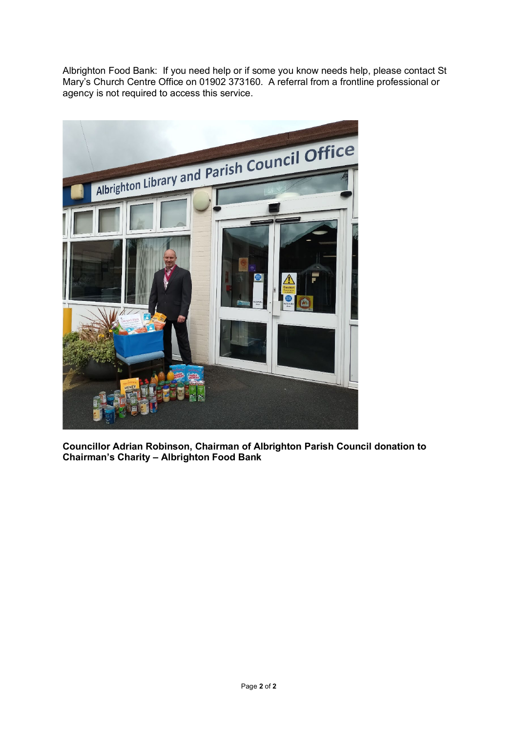Albrighton Food Bank:  If you need help or if some you know needs help, please contact St Mary's Church Centre Office on 01902 373160.  A referral from a frontline professional or agency is not required to access this service.

**Councillor Adrian Robinson, Chairman of Albrighton Parish Council donation to Chairman's Charity – Albrighton Food Bank**